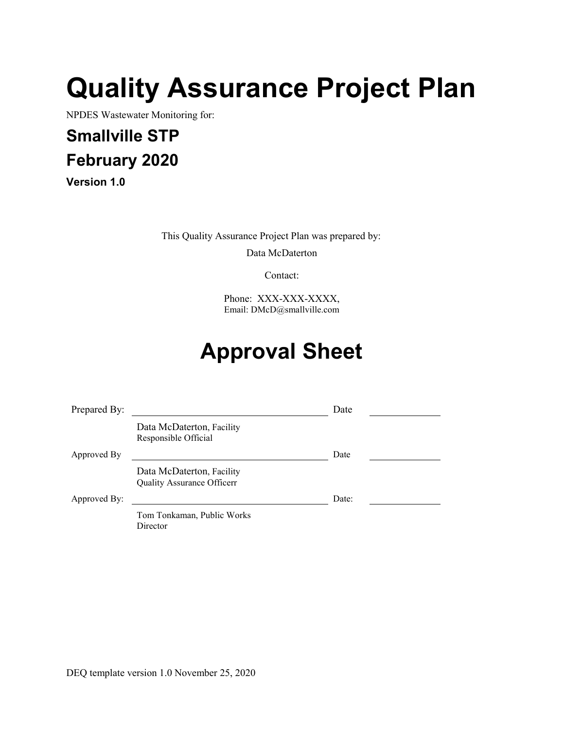# Quality Assurance Project Plan

NPDES Wastewater Monitoring for:

## Smallville STP

## February 2020

**Version 1.0**

This Quality Assurance Project Plan was prepared by:

Data McDaterton

Contact:

Phone: XXX-XXX-XXXX,
Email: DMcD@smallville.com

# Approval Sheet

| | | | |
|---|---|---|---|
| Prepared By: | ______________________ | Date | __________ |
| | Data McDaterton, Facility Responsible Official | | |
| Approved By | ______________________ | Date | __________ |
| | Data McDaterton, Facility Quality Assurance Officerr | | |
| Approved By: | ______________________ | Date: | __________ |
| | Tom Tonkaman, Public Works Director | | |

DEQ template version 1.0 November 25, 2020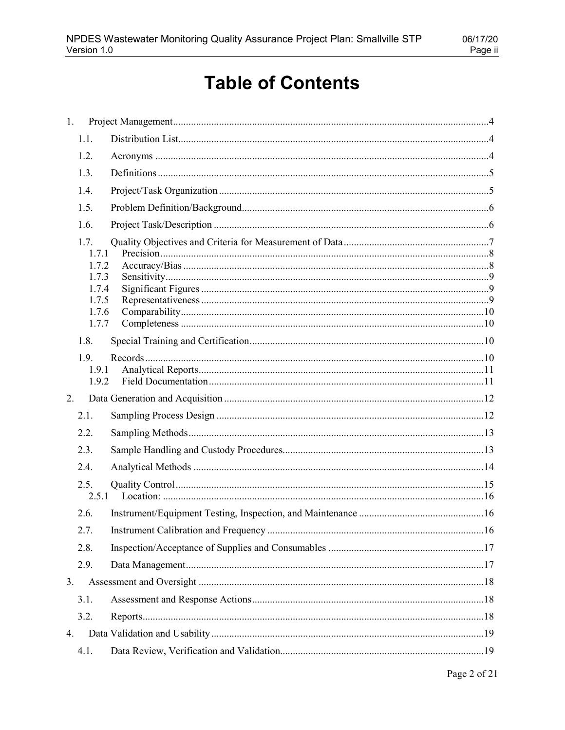# Table of Contents

1. Project Management....................4
   - 1.1. Distribution List....................4
   - 1.2. Acronyms....................4
   - 1.3. Definitions....................5
   - 1.4. Project/Task Organization....................5
   - 1.5. Problem Definition/Background....................6
   - 1.6. Project Task/Description....................6
   - 1.7. Quality Objectives and Criteria for Measurement of Data....................7
     - 1.7.1 Precision....................8
     - 1.7.2 Accuracy/Bias....................8
     - 1.7.3 Sensitivity....................9
     - 1.7.4 Significant Figures....................9
     - 1.7.5 Representativeness....................9
     - 1.7.6 Comparability....................10
     - 1.7.7 Completeness....................10
   - 1.8. Special Training and Certification....................10
   - 1.9. Records....................10
     - 1.9.1 Analytical Reports....................11
     - 1.9.2 Field Documentation....................11
2. Data Generation and Acquisition....................12
   - 2.1. Sampling Process Design....................12
   - 2.2. Sampling Methods....................13
   - 2.3. Sample Handling and Custody Procedures....................13
   - 2.4. Analytical Methods....................14
   - 2.5. Quality Control....................15
     - 2.5.1 Location:....................16
   - 2.6. Instrument/Equipment Testing, Inspection, and Maintenance....................16
   - 2.7. Instrument Calibration and Frequency....................16
   - 2.8. Inspection/Acceptance of Supplies and Consumables....................17
   - 2.9. Data Management....................17
3. Assessment and Oversight....................18
   - 3.1. Assessment and Response Actions....................18
   - 3.2. Reports....................18
4. Data Validation and Usability....................19
   - 4.1. Data Review, Verification and Validation....................19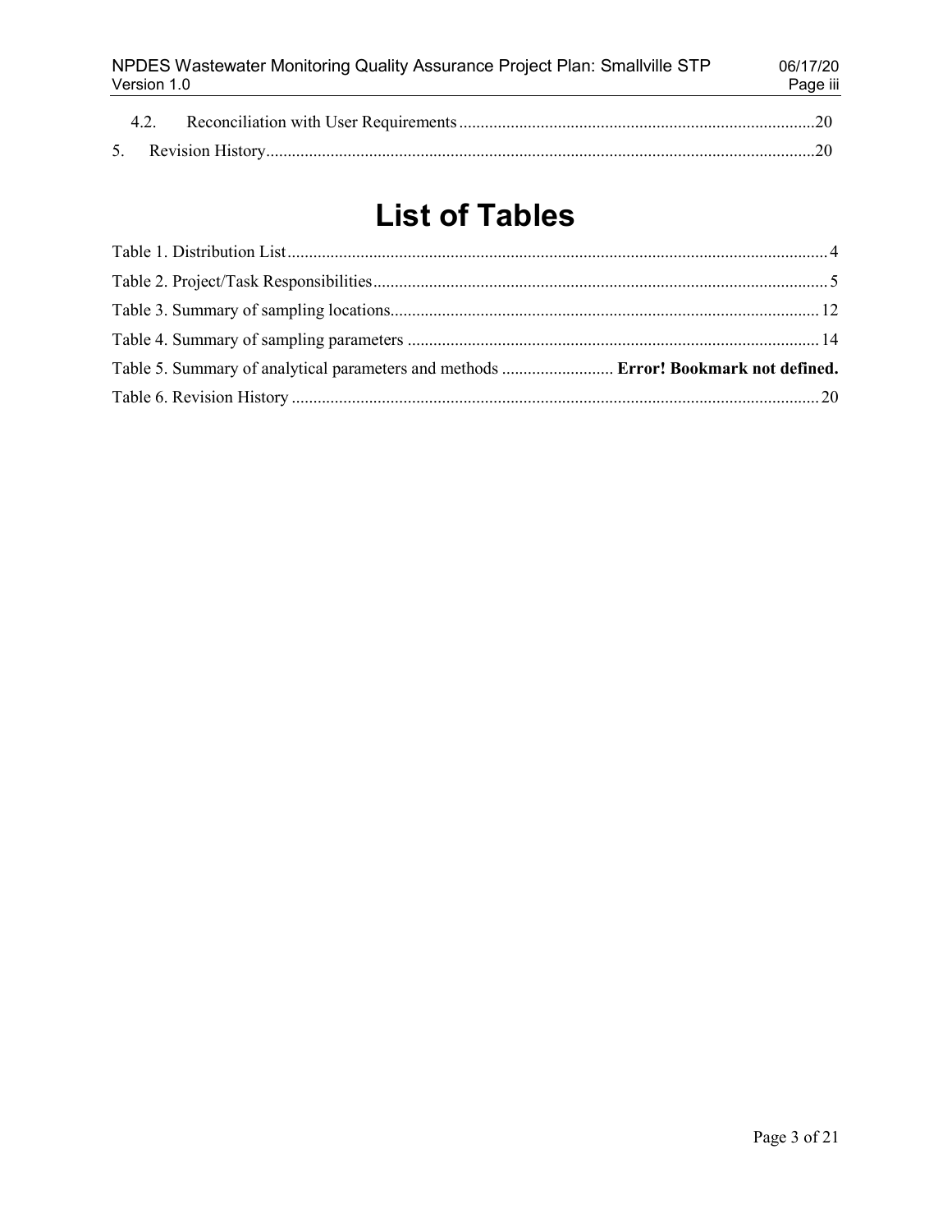4.2. Reconciliation with User Requirements ....................................................................................20

5. Revision History..................................................................................................................................20

# List of Tables

Table 1. Distribution List ............................................................................................................................. 4

Table 2. Project/Task Responsibilities .......................................................................................................... 5

Table 3. Summary of sampling locations .................................................................................................... 12

Table 4. Summary of sampling parameters ................................................................................................ 14

Table 5. Summary of analytical parameters and methods .......................... **Error! Bookmark not defined.**

Table 6. Revision History ........................................................................................................................... 20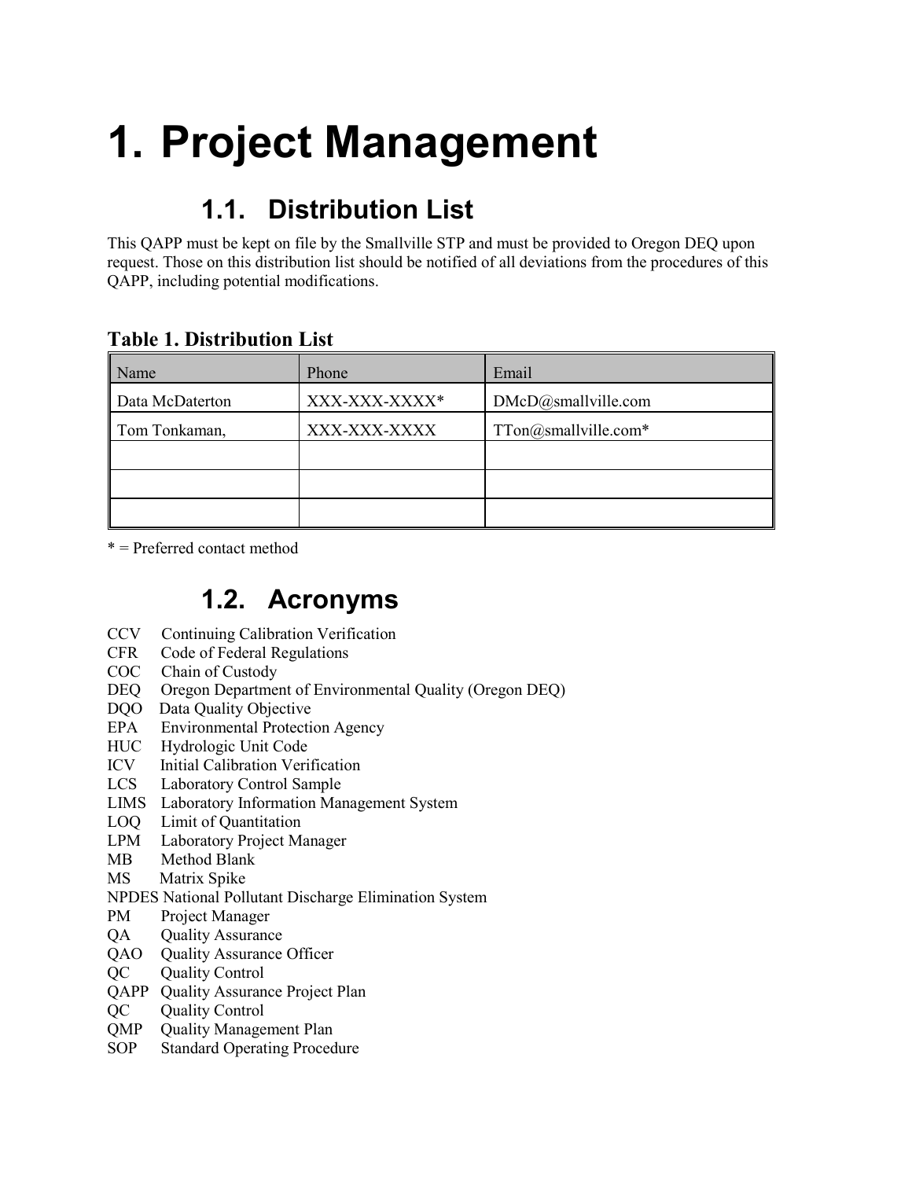# 1. Project Management

## 1.1. Distribution List

This QAPP must be kept on file by the Smallville STP and must be provided to Oregon DEQ upon request. Those on this distribution list should be notified of all deviations from the procedures of this QAPP, including potential modifications.

**Table 1. Distribution List**

| Name | Phone | Email |
|---|---|---|
| Data McDaterton | XXX-XXX-XXXX* | DMcD@smallville.com |
| Tom Tonkaman, | XXX-XXX-XXXX | TTon@smallville.com* |
| | | |
| | | |
| | | |

* = Preferred contact method

## 1.2. Acronyms

CCV Continuing Calibration Verification
CFR Code of Federal Regulations
COC Chain of Custody
DEQ Oregon Department of Environmental Quality (Oregon DEQ)
DQO Data Quality Objective
EPA Environmental Protection Agency
HUC Hydrologic Unit Code
ICV Initial Calibration Verification
LCS Laboratory Control Sample
LIMS Laboratory Information Management System
LOQ Limit of Quantitation
LPM Laboratory Project Manager
MB Method Blank
MS Matrix Spike
NPDES National Pollutant Discharge Elimination System
PM Project Manager
QA Quality Assurance
QAO Quality Assurance Officer
QC Quality Control
QAPP Quality Assurance Project Plan
QC Quality Control
QMP Quality Management Plan
SOP Standard Operating Procedure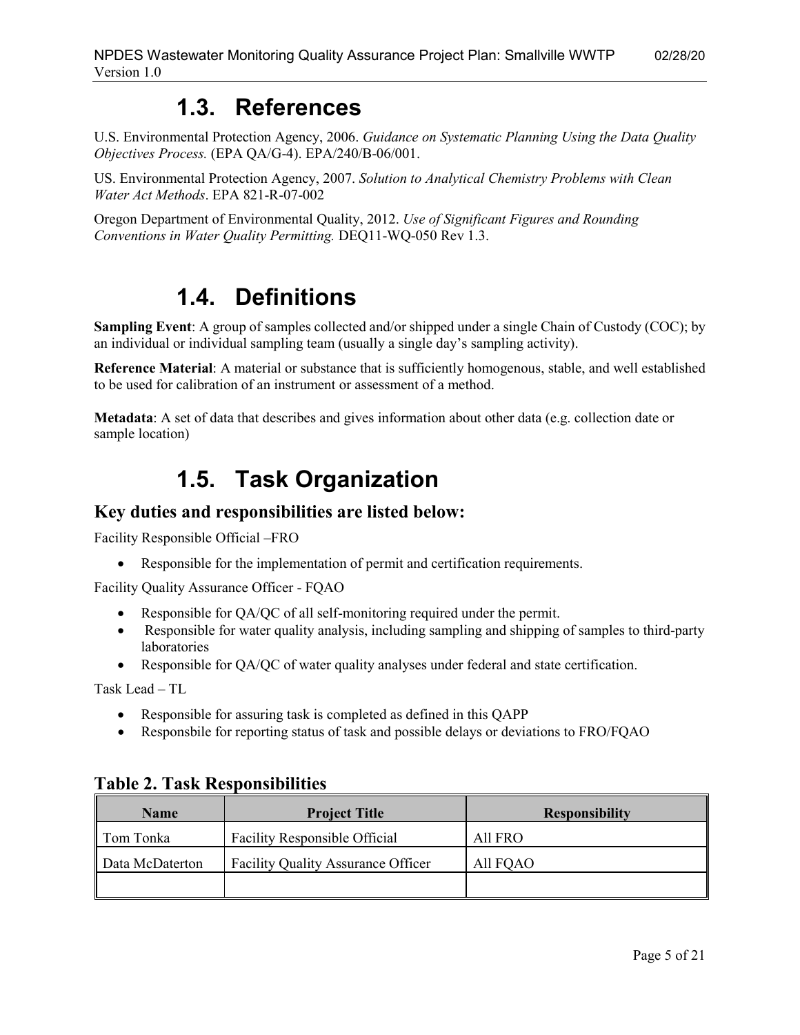# 1.3. References

U.S. Environmental Protection Agency, 2006. *Guidance on Systematic Planning Using the Data Quality Objectives Process.* (EPA QA/G-4). EPA/240/B-06/001.

US. Environmental Protection Agency, 2007. *Solution to Analytical Chemistry Problems with Clean Water Act Methods*. EPA 821-R-07-002

Oregon Department of Environmental Quality, 2012. *Use of Significant Figures and Rounding Conventions in Water Quality Permitting.* DEQ11-WQ-050 Rev 1.3.

# 1.4. Definitions

**Sampling Event**: A group of samples collected and/or shipped under a single Chain of Custody (COC); by an individual or individual sampling team (usually a single day's sampling activity).

**Reference Material**: A material or substance that is sufficiently homogenous, stable, and well established to be used for calibration of an instrument or assessment of a method.

**Metadata**: A set of data that describes and gives information about other data (e.g. collection date or sample location)

# 1.5. Task Organization

## Key duties and responsibilities are listed below:

Facility Responsible Official –FRO

- Responsible for the implementation of permit and certification requirements.

Facility Quality Assurance Officer - FQAO

- Responsible for QA/QC of all self-monitoring required under the permit.
- Responsible for water quality analysis, including sampling and shipping of samples to third-party laboratories
- Responsible for QA/QC of water quality analyses under federal and state certification.

Task Lead – TL

- Responsible for assuring task is completed as defined in this QAPP
- Responsbile for reporting status of task and possible delays or deviations to FRO/FQAO

## Table 2. Task Responsibilities

| Name | Project Title | Responsibility |
|---|---|---|
| Tom Tonka | Facility Responsible Official | All FRO |
| Data McDaterton | Facility Quality Assurance Officer | All FQAO |
| | | |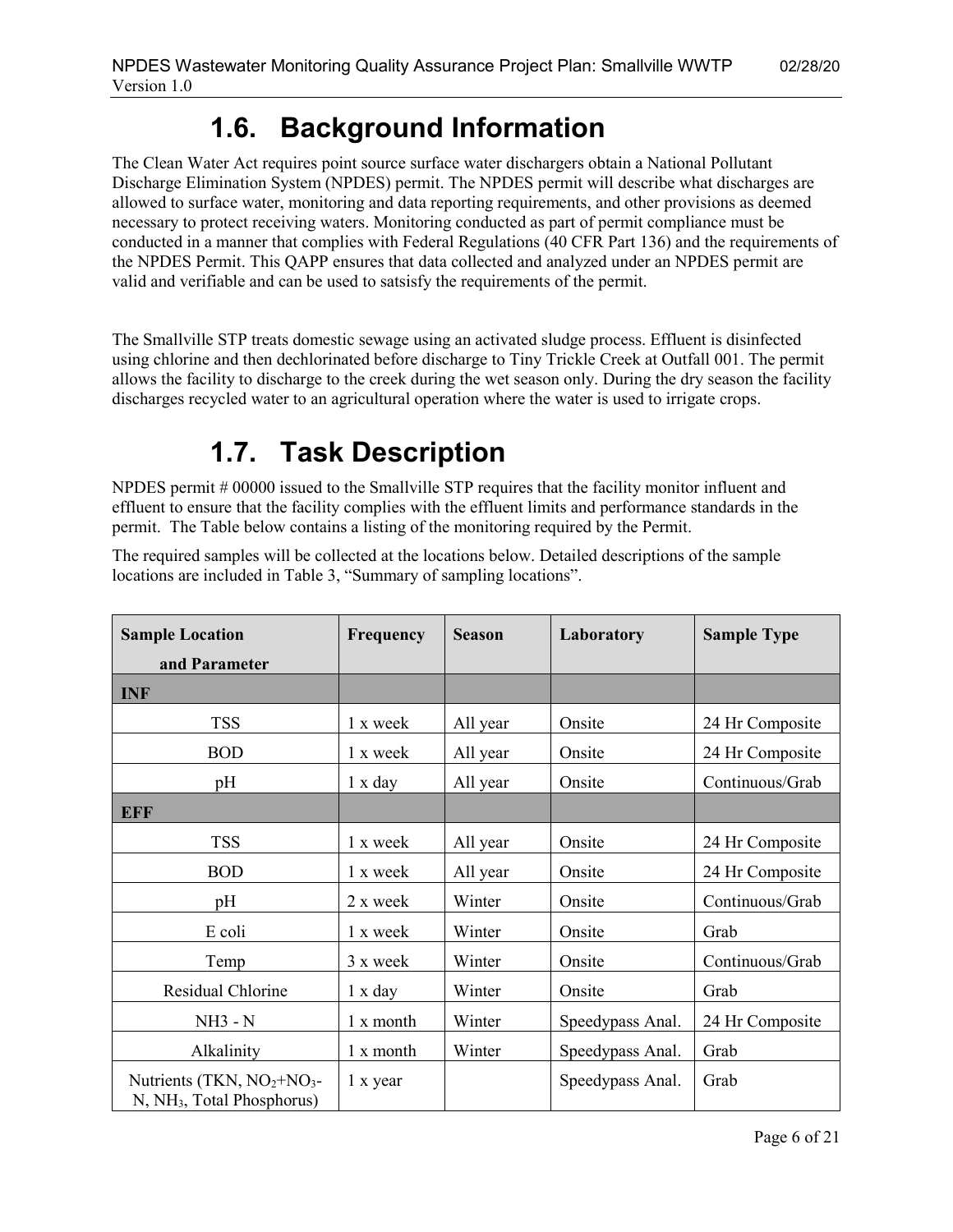## 1.6. Background Information

The Clean Water Act requires point source surface water dischargers obtain a National Pollutant Discharge Elimination System (NPDES) permit. The NPDES permit will describe what discharges are allowed to surface water, monitoring and data reporting requirements, and other provisions as deemed necessary to protect receiving waters. Monitoring conducted as part of permit compliance must be conducted in a manner that complies with Federal Regulations (40 CFR Part 136) and the requirements of the NPDES Permit. This QAPP ensures that data collected and analyzed under an NPDES permit are valid and verifiable and can be used to satsisfy the requirements of the permit.

The Smallville STP treats domestic sewage using an activated sludge process. Effluent is disinfected using chlorine and then dechlorinated before discharge to Tiny Trickle Creek at Outfall 001. The permit allows the facility to discharge to the creek during the wet season only. During the dry season the facility discharges recycled water to an agricultural operation where the water is used to irrigate crops.

## 1.7. Task Description

NPDES permit # 00000 issued to the Smallville STP requires that the facility monitor influent and effluent to ensure that the facility complies with the effluent limits and performance standards in the permit. The Table below contains a listing of the monitoring required by the Permit.

The required samples will be collected at the locations below. Detailed descriptions of the sample locations are included in Table 3, "Summary of sampling locations".

| Sample Location and Parameter | Frequency | Season | Laboratory | Sample Type |
|---|---|---|---|---|
| **INF** | | | | |
| TSS | 1 x week | All year | Onsite | 24 Hr Composite |
| BOD | 1 x week | All year | Onsite | 24 Hr Composite |
| pH | 1 x day | All year | Onsite | Continuous/Grab |
| **EFF** | | | | |
| TSS | 1 x week | All year | Onsite | 24 Hr Composite |
| BOD | 1 x week | All year | Onsite | 24 Hr Composite |
| pH | 2 x week | Winter | Onsite | Continuous/Grab |
| E coli | 1 x week | Winter | Onsite | Grab |
| Temp | 3 x week | Winter | Onsite | Continuous/Grab |
| Residual Chlorine | 1 x day | Winter | Onsite | Grab |
| NH3 - N | 1 x month | Winter | Speedypass Anal. | 24 Hr Composite |
| Alkalinity | 1 x month | Winter | Speedypass Anal. | Grab |
| Nutrients (TKN, $NO_2$+$NO_3$-N, $NH_3$, Total Phosphorus) | 1 x year | | Speedypass Anal. | Grab |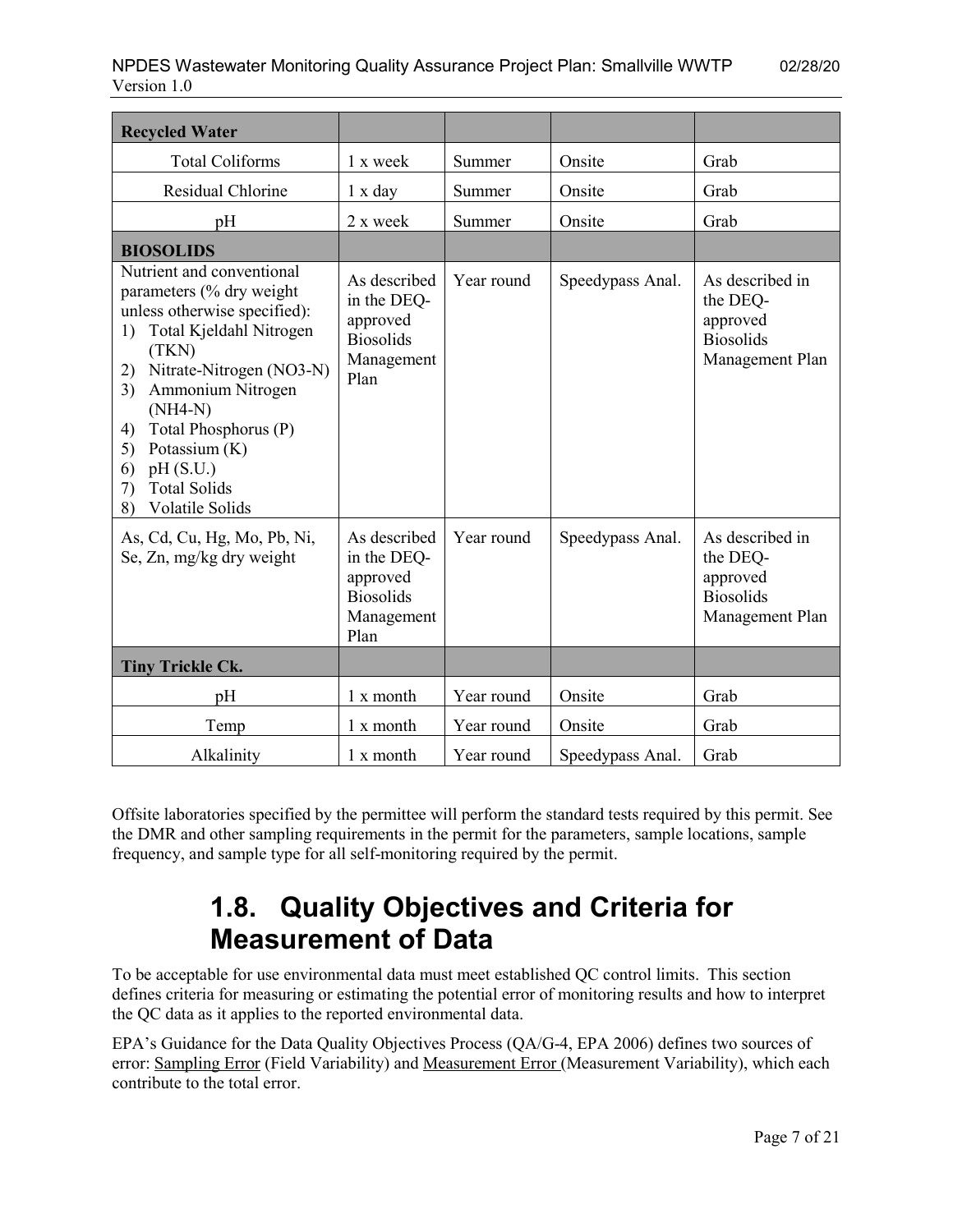| Recycled Water | | | | |
|---|---|---|---|---|
| Total Coliforms | 1 x week | Summer | Onsite | Grab |
| Residual Chlorine | 1 x day | Summer | Onsite | Grab |
| pH | 2 x week | Summer | Onsite | Grab |
| **BIOSOLIDS** | | | | |
| Nutrient and conventional parameters (% dry weight unless otherwise specified):<br>1) Total Kjeldahl Nitrogen (TKN)<br>2) Nitrate-Nitrogen (NO3-N)<br>3) Ammonium Nitrogen (NH4-N)<br>4) Total Phosphorus (P)<br>5) Potassium (K)<br>6) pH (S.U.)<br>7) Total Solids<br>8) Volatile Solids | As described in the DEQ-approved Biosolids Management Plan | Year round | Speedypass Anal. | As described in the DEQ-approved Biosolids Management Plan |
| As, Cd, Cu, Hg, Mo, Pb, Ni, Se, Zn, mg/kg dry weight | As described in the DEQ-approved Biosolids Management Plan | Year round | Speedypass Anal. | As described in the DEQ-approved Biosolids Management Plan |
| **Tiny Trickle Ck.** | | | | |
| pH | 1 x month | Year round | Onsite | Grab |
| Temp | 1 x month | Year round | Onsite | Grab |
| Alkalinity | 1 x month | Year round | Speedypass Anal. | Grab |

Offsite laboratories specified by the permittee will perform the standard tests required by this permit. See the DMR and other sampling requirements in the permit for the parameters, sample locations, sample frequency, and sample type for all self-monitoring required by the permit.

## 1.8. Quality Objectives and Criteria for Measurement of Data

To be acceptable for use environmental data must meet established QC control limits. This section defines criteria for measuring or estimating the potential error of monitoring results and how to interpret the QC data as it applies to the reported environmental data.

EPA's Guidance for the Data Quality Objectives Process (QA/G-4, EPA 2006) defines two sources of error: Sampling Error (Field Variability) and Measurement Error (Measurement Variability), which each contribute to the total error.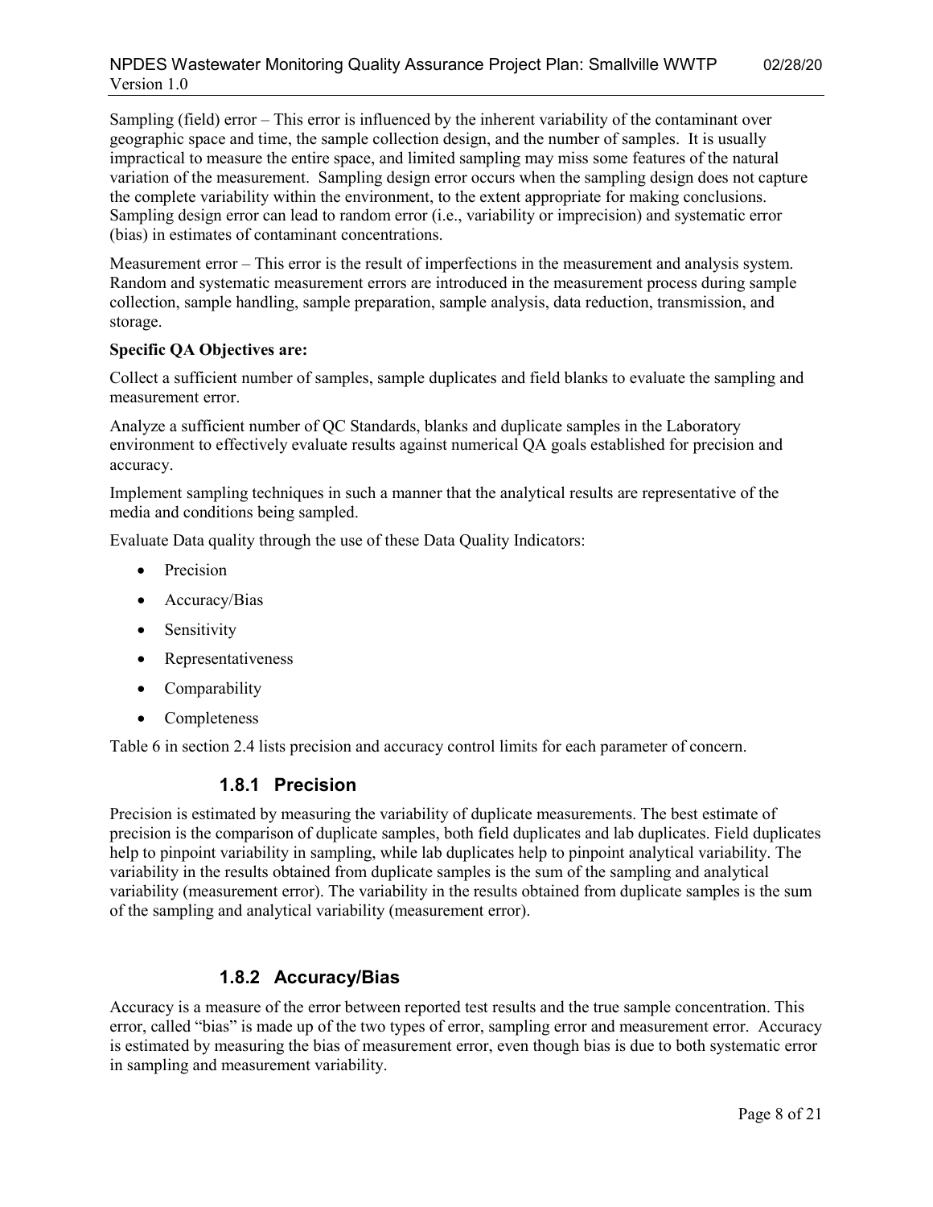Sampling (field) error – This error is influenced by the inherent variability of the contaminant over geographic space and time, the sample collection design, and the number of samples. It is usually impractical to measure the entire space, and limited sampling may miss some features of the natural variation of the measurement. Sampling design error occurs when the sampling design does not capture the complete variability within the environment, to the extent appropriate for making conclusions. Sampling design error can lead to random error (i.e., variability or imprecision) and systematic error (bias) in estimates of contaminant concentrations.

Measurement error – This error is the result of imperfections in the measurement and analysis system. Random and systematic measurement errors are introduced in the measurement process during sample collection, sample handling, sample preparation, sample analysis, data reduction, transmission, and storage.

**Specific QA Objectives are:**

Collect a sufficient number of samples, sample duplicates and field blanks to evaluate the sampling and measurement error.

Analyze a sufficient number of QC Standards, blanks and duplicate samples in the Laboratory environment to effectively evaluate results against numerical QA goals established for precision and accuracy.

Implement sampling techniques in such a manner that the analytical results are representative of the media and conditions being sampled.

Evaluate Data quality through the use of these Data Quality Indicators:

- Precision
- Accuracy/Bias
- Sensitivity
- Representativeness
- Comparability
- Completeness

Table 6 in section 2.4 lists precision and accuracy control limits for each parameter of concern.

### 1.8.1 Precision

Precision is estimated by measuring the variability of duplicate measurements. The best estimate of precision is the comparison of duplicate samples, both field duplicates and lab duplicates. Field duplicates help to pinpoint variability in sampling, while lab duplicates help to pinpoint analytical variability. The variability in the results obtained from duplicate samples is the sum of the sampling and analytical variability (measurement error). The variability in the results obtained from duplicate samples is the sum of the sampling and analytical variability (measurement error).

### 1.8.2 Accuracy/Bias

Accuracy is a measure of the error between reported test results and the true sample concentration. This error, called "bias" is made up of the two types of error, sampling error and measurement error. Accuracy is estimated by measuring the bias of measurement error, even though bias is due to both systematic error in sampling and measurement variability.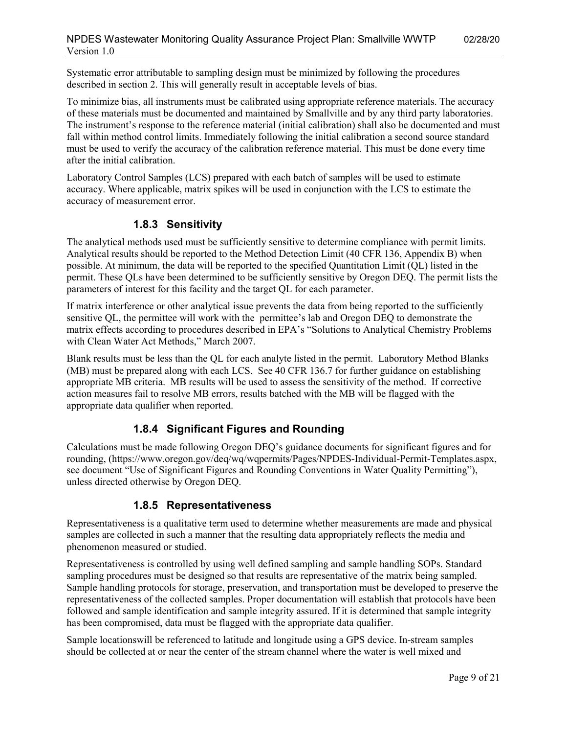Systematic error attributable to sampling design must be minimized by following the procedures described in section 2. This will generally result in acceptable levels of bias.

To minimize bias, all instruments must be calibrated using appropriate reference materials. The accuracy of these materials must be documented and maintained by Smallville and by any third party laboratories. The instrument's response to the reference material (initial calibration) shall also be documented and must fall within method control limits. Immediately following the initial calibration a second source standard must be used to verify the accuracy of the calibration reference material. This must be done every time after the initial calibration.

Laboratory Control Samples (LCS) prepared with each batch of samples will be used to estimate accuracy. Where applicable, matrix spikes will be used in conjunction with the LCS to estimate the accuracy of measurement error.

### 1.8.3 Sensitivity

The analytical methods used must be sufficiently sensitive to determine compliance with permit limits. Analytical results should be reported to the Method Detection Limit (40 CFR 136, Appendix B) when possible. At minimum, the data will be reported to the specified Quantitation Limit (QL) listed in the permit. These QLs have been determined to be sufficiently sensitive by Oregon DEQ. The permit lists the parameters of interest for this facility and the target QL for each parameter.

If matrix interference or other analytical issue prevents the data from being reported to the sufficiently sensitive QL, the permittee will work with the permittee's lab and Oregon DEQ to demonstrate the matrix effects according to procedures described in EPA's "Solutions to Analytical Chemistry Problems with Clean Water Act Methods," March 2007.

Blank results must be less than the QL for each analyte listed in the permit. Laboratory Method Blanks (MB) must be prepared along with each LCS. See 40 CFR 136.7 for further guidance on establishing appropriate MB criteria. MB results will be used to assess the sensitivity of the method. If corrective action measures fail to resolve MB errors, results batched with the MB will be flagged with the appropriate data qualifier when reported.

### 1.8.4 Significant Figures and Rounding

Calculations must be made following Oregon DEQ's guidance documents for significant figures and for rounding, (https://www.oregon.gov/deq/wq/wqpermits/Pages/NPDES-Individual-Permit-Templates.aspx, see document "Use of Significant Figures and Rounding Conventions in Water Quality Permitting"), unless directed otherwise by Oregon DEQ.

### 1.8.5 Representativeness

Representativeness is a qualitative term used to determine whether measurements are made and physical samples are collected in such a manner that the resulting data appropriately reflects the media and phenomenon measured or studied.

Representativeness is controlled by using well defined sampling and sample handling SOPs. Standard sampling procedures must be designed so that results are representative of the matrix being sampled. Sample handling protocols for storage, preservation, and transportation must be developed to preserve the representativeness of the collected samples. Proper documentation will establish that protocols have been followed and sample identification and sample integrity assured. If it is determined that sample integrity has been compromised, data must be flagged with the appropriate data qualifier.

Sample locationswill be referenced to latitude and longitude using a GPS device. In-stream samples should be collected at or near the center of the stream channel where the water is well mixed and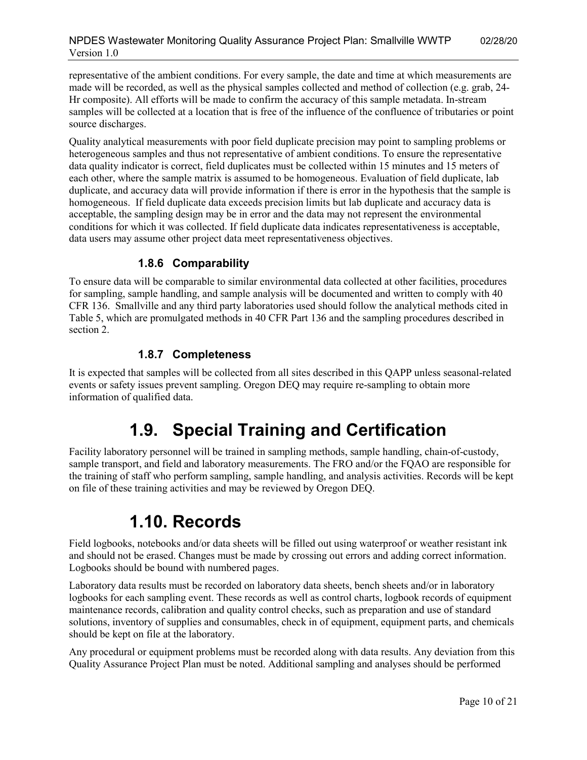representative of the ambient conditions. For every sample, the date and time at which measurements are made will be recorded, as well as the physical samples collected and method of collection (e.g. grab, 24-Hr composite). All efforts will be made to confirm the accuracy of this sample metadata. In-stream samples will be collected at a location that is free of the influence of the confluence of tributaries or point source discharges.

Quality analytical measurements with poor field duplicate precision may point to sampling problems or heterogeneous samples and thus not representative of ambient conditions. To ensure the representative data quality indicator is correct, field duplicates must be collected within 15 minutes and 15 meters of each other, where the sample matrix is assumed to be homogeneous. Evaluation of field duplicate, lab duplicate, and accuracy data will provide information if there is error in the hypothesis that the sample is homogeneous. If field duplicate data exceeds precision limits but lab duplicate and accuracy data is acceptable, the sampling design may be in error and the data may not represent the environmental conditions for which it was collected. If field duplicate data indicates representativeness is acceptable, data users may assume other project data meet representativeness objectives.

### 1.8.6 Comparability

To ensure data will be comparable to similar environmental data collected at other facilities, procedures for sampling, sample handling, and sample analysis will be documented and written to comply with 40 CFR 136. Smallville and any third party laboratories used should follow the analytical methods cited in Table 5, which are promulgated methods in 40 CFR Part 136 and the sampling procedures described in section 2.

### 1.8.7 Completeness

It is expected that samples will be collected from all sites described in this QAPP unless seasonal-related events or safety issues prevent sampling. Oregon DEQ may require re-sampling to obtain more information of qualified data.

## 1.9. Special Training and Certification

Facility laboratory personnel will be trained in sampling methods, sample handling, chain-of-custody, sample transport, and field and laboratory measurements. The FRO and/or the FQAO are responsible for the training of staff who perform sampling, sample handling, and analysis activities. Records will be kept on file of these training activities and may be reviewed by Oregon DEQ.

## 1.10. Records

Field logbooks, notebooks and/or data sheets will be filled out using waterproof or weather resistant ink and should not be erased. Changes must be made by crossing out errors and adding correct information. Logbooks should be bound with numbered pages.

Laboratory data results must be recorded on laboratory data sheets, bench sheets and/or in laboratory logbooks for each sampling event. These records as well as control charts, logbook records of equipment maintenance records, calibration and quality control checks, such as preparation and use of standard solutions, inventory of supplies and consumables, check in of equipment, equipment parts, and chemicals should be kept on file at the laboratory.

Any procedural or equipment problems must be recorded along with data results. Any deviation from this Quality Assurance Project Plan must be noted. Additional sampling and analyses should be performed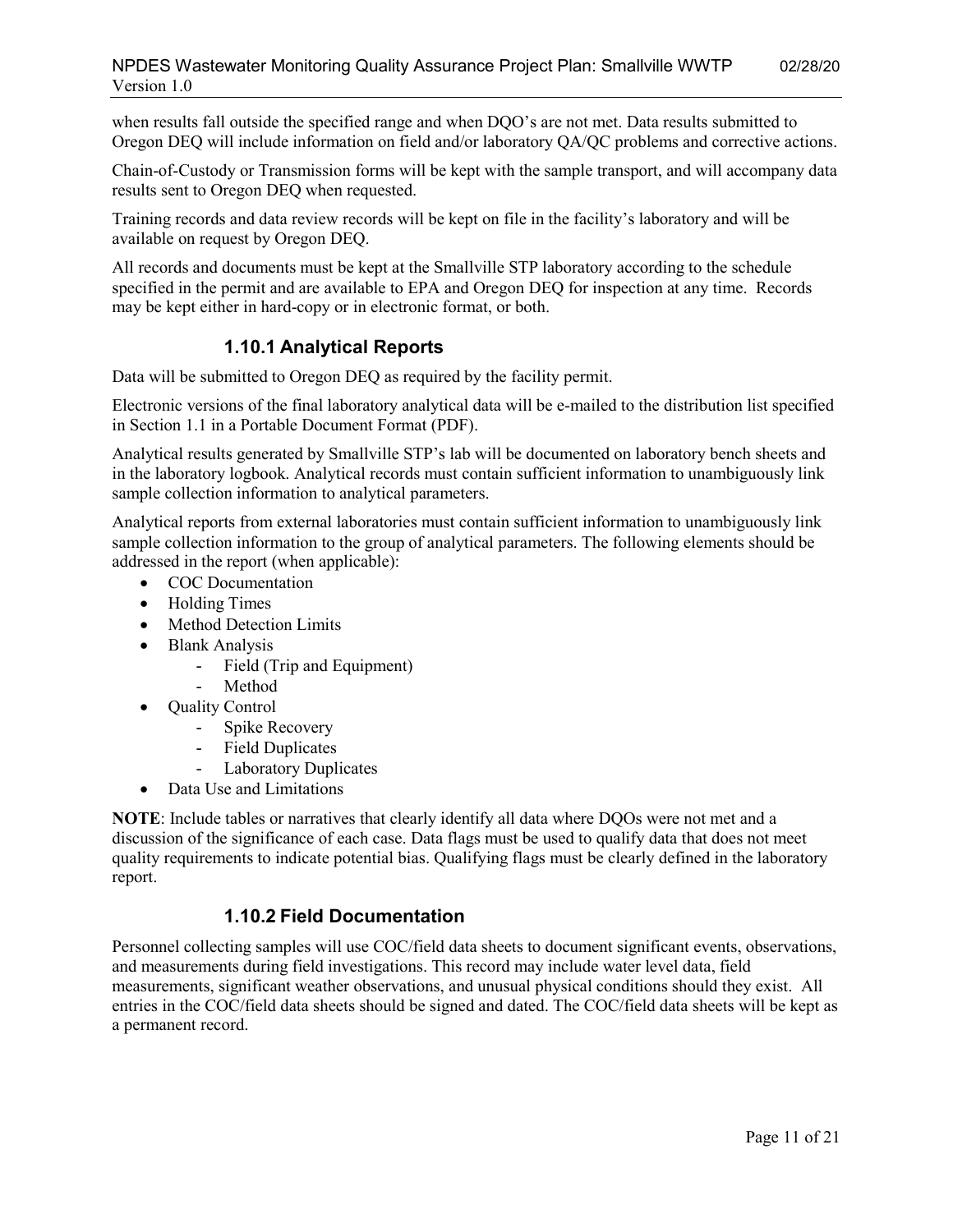when results fall outside the specified range and when DQO's are not met. Data results submitted to Oregon DEQ will include information on field and/or laboratory QA/QC problems and corrective actions.

Chain-of-Custody or Transmission forms will be kept with the sample transport, and will accompany data results sent to Oregon DEQ when requested.

Training records and data review records will be kept on file in the facility's laboratory and will be available on request by Oregon DEQ.

All records and documents must be kept at the Smallville STP laboratory according to the schedule specified in the permit and are available to EPA and Oregon DEQ for inspection at any time. Records may be kept either in hard-copy or in electronic format, or both.

### 1.10.1 Analytical Reports

Data will be submitted to Oregon DEQ as required by the facility permit.

Electronic versions of the final laboratory analytical data will be e-mailed to the distribution list specified in Section 1.1 in a Portable Document Format (PDF).

Analytical results generated by Smallville STP's lab will be documented on laboratory bench sheets and in the laboratory logbook. Analytical records must contain sufficient information to unambiguously link sample collection information to analytical parameters.

Analytical reports from external laboratories must contain sufficient information to unambiguously link sample collection information to the group of analytical parameters. The following elements should be addressed in the report (when applicable):

- COC Documentation
- Holding Times
- Method Detection Limits
- Blank Analysis
  - Field (Trip and Equipment)
  - Method
- Quality Control
  - Spike Recovery
  - Field Duplicates
  - Laboratory Duplicates
- Data Use and Limitations

**NOTE**: Include tables or narratives that clearly identify all data where DQOs were not met and a discussion of the significance of each case. Data flags must be used to qualify data that does not meet quality requirements to indicate potential bias. Qualifying flags must be clearly defined in the laboratory report.

### 1.10.2 Field Documentation

Personnel collecting samples will use COC/field data sheets to document significant events, observations, and measurements during field investigations. This record may include water level data, field measurements, significant weather observations, and unusual physical conditions should they exist. All entries in the COC/field data sheets should be signed and dated. The COC/field data sheets will be kept as a permanent record.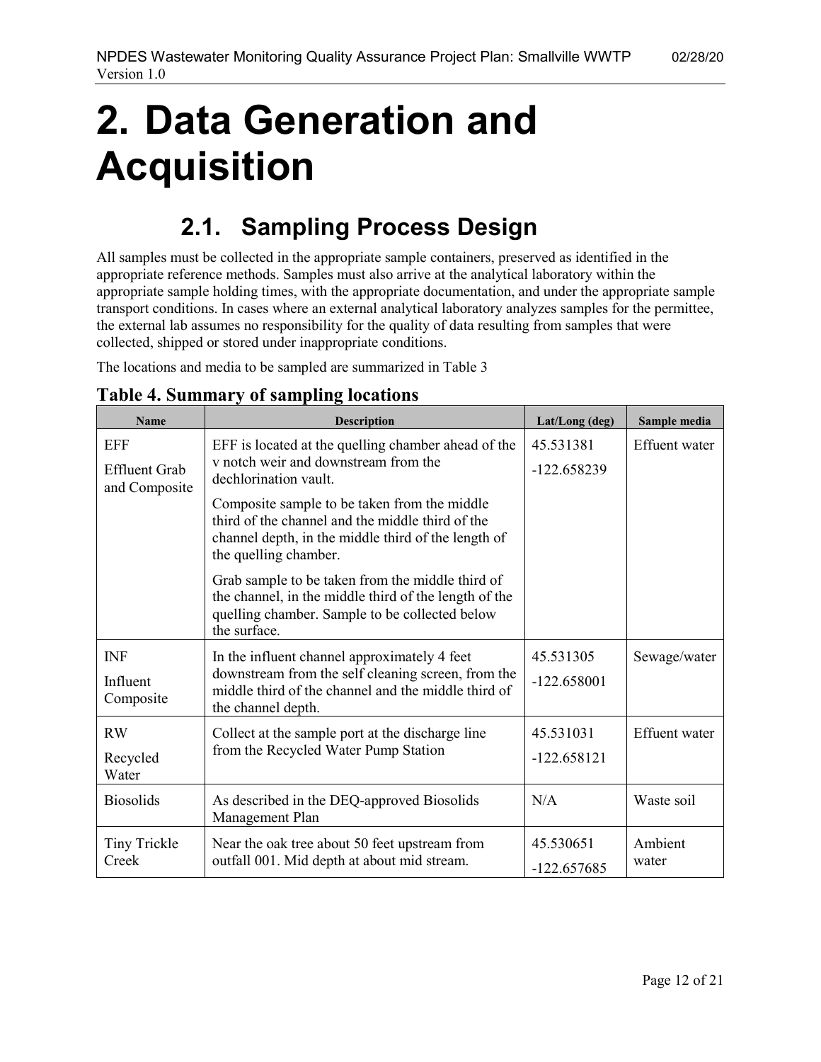# 2. Data Generation and Acquisition

## 2.1. Sampling Process Design

All samples must be collected in the appropriate sample containers, preserved as identified in the appropriate reference methods. Samples must also arrive at the analytical laboratory within the appropriate sample holding times, with the appropriate documentation, and under the appropriate sample transport conditions. In cases where an external analytical laboratory analyzes samples for the permittee, the external lab assumes no responsibility for the quality of data resulting from samples that were collected, shipped or stored under inappropriate conditions.

The locations and media to be sampled are summarized in Table 3

**Table 4. Summary of sampling locations**

| Name | Description | Lat/Long (deg) | Sample media |
|---|---|---|---|
| EFF<br>Effluent Grab and Composite | EFF is located at the quelling chamber ahead of the v notch weir and downstream from the dechlorination vault.<br>Composite sample to be taken from the middle third of the channel and the middle third of the channel depth, in the middle third of the length of the quelling chamber.<br>Grab sample to be taken from the middle third of the channel, in the middle third of the length of the quelling chamber. Sample to be collected below the surface. | 45.531381<br>-122.658239 | Effuent water |
| INF<br>Influent Composite | In the influent channel approximately 4 feet downstream from the self cleaning screen, from the middle third of the channel and the middle third of the channel depth. | 45.531305<br>-122.658001 | Sewage/water |
| RW<br>Recycled Water | Collect at the sample port at the discharge line from the Recycled Water Pump Station | 45.531031<br>-122.658121 | Effuent water |
| Biosolids | As described in the DEQ-approved Biosolids Management Plan | N/A | Waste soil |
| Tiny Trickle Creek | Near the oak tree about 50 feet upstream from outfall 001. Mid depth at about mid stream. | 45.530651<br>-122.657685 | Ambient water |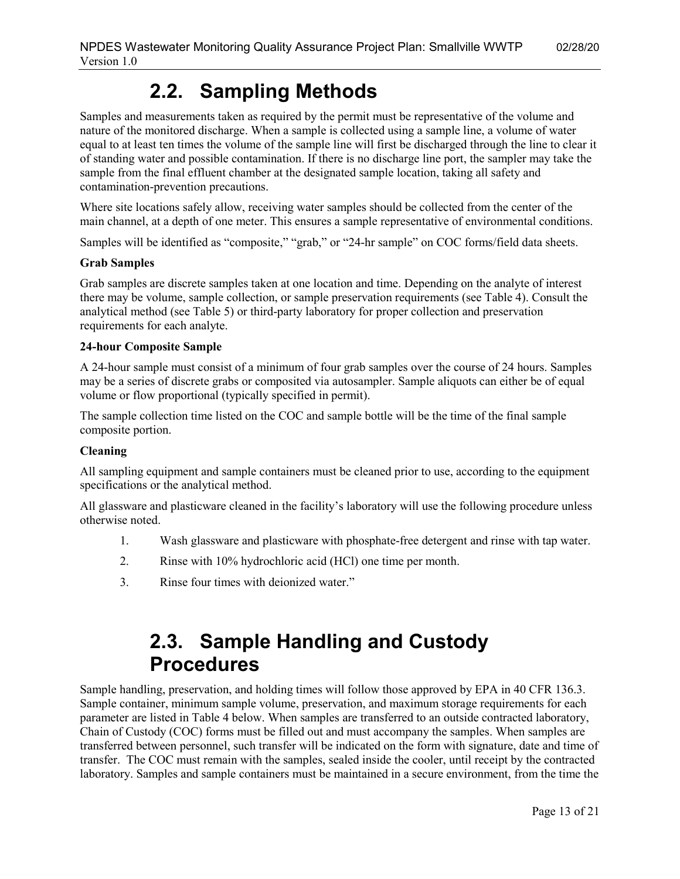## 2.2. Sampling Methods

Samples and measurements taken as required by the permit must be representative of the volume and nature of the monitored discharge. When a sample is collected using a sample line, a volume of water equal to at least ten times the volume of the sample line will first be discharged through the line to clear it of standing water and possible contamination. If there is no discharge line port, the sampler may take the sample from the final effluent chamber at the designated sample location, taking all safety and contamination-prevention precautions.

Where site locations safely allow, receiving water samples should be collected from the center of the main channel, at a depth of one meter. This ensures a sample representative of environmental conditions.

Samples will be identified as "composite," "grab," or "24-hr sample" on COC forms/field data sheets.

**Grab Samples**

Grab samples are discrete samples taken at one location and time. Depending on the analyte of interest there may be volume, sample collection, or sample preservation requirements (see Table 4). Consult the analytical method (see Table 5) or third-party laboratory for proper collection and preservation requirements for each analyte.

**24-hour Composite Sample**

A 24-hour sample must consist of a minimum of four grab samples over the course of 24 hours. Samples may be a series of discrete grabs or composited via autosampler. Sample aliquots can either be of equal volume or flow proportional (typically specified in permit).

The sample collection time listed on the COC and sample bottle will be the time of the final sample composite portion.

**Cleaning**

All sampling equipment and sample containers must be cleaned prior to use, according to the equipment specifications or the analytical method.

All glassware and plasticware cleaned in the facility's laboratory will use the following procedure unless otherwise noted.

1. Wash glassware and plasticware with phosphate-free detergent and rinse with tap water.
2. Rinse with 10% hydrochloric acid (HCl) one time per month.
3. Rinse four times with deionized water."

## 2.3. Sample Handling and Custody Procedures

Sample handling, preservation, and holding times will follow those approved by EPA in 40 CFR 136.3. Sample container, minimum sample volume, preservation, and maximum storage requirements for each parameter are listed in Table 4 below. When samples are transferred to an outside contracted laboratory, Chain of Custody (COC) forms must be filled out and must accompany the samples. When samples are transferred between personnel, such transfer will be indicated on the form with signature, date and time of transfer. The COC must remain with the samples, sealed inside the cooler, until receipt by the contracted laboratory. Samples and sample containers must be maintained in a secure environment, from the time the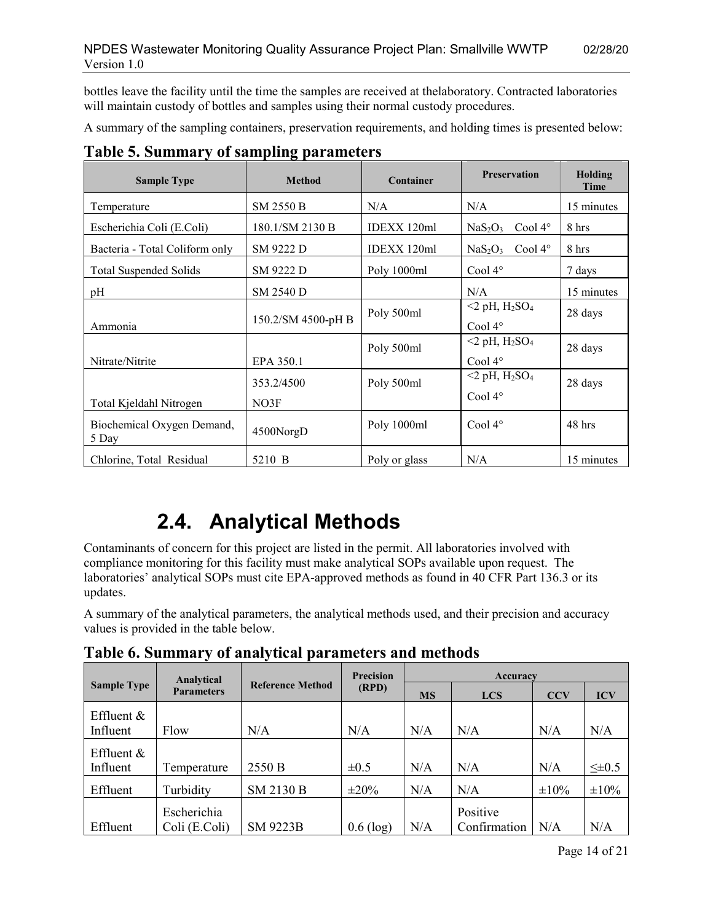bottles leave the facility until the time the samples are received at thelaboratory. Contracted laboratories will maintain custody of bottles and samples using their normal custody procedures.

A summary of the sampling containers, preservation requirements, and holding times is presented below:

## Table 5. Summary of sampling parameters

| Sample Type | Method | Container | Preservation | Holding Time |
|---|---|---|---|---|
| Temperature | SM 2550 B | N/A | N/A | 15 minutes |
| Escherichia Coli (E.Coli) | 180.1/SM 2130 B | IDEXX 120ml | $NaS_2O_3$ Cool 4° | 8 hrs |
| Bacteria - Total Coliform only | SM 9222 D | IDEXX 120ml | $NaS_2O_3$ Cool 4° | 8 hrs |
| Total Suspended Solids | SM 9222 D | Poly 1000ml | Cool 4° | 7 days |
| pH | SM 2540 D | | N/A | 15 minutes |
| Ammonia | 150.2/SM 4500-pH B | Poly 500ml | <2 pH, $H_2SO_4$ Cool 4° | 28 days |
| Nitrate/Nitrite | EPA 350.1 | Poly 500ml | <2 pH, $H_2SO_4$ Cool 4° | 28 days |
| Total Kjeldahl Nitrogen | 353.2/4500 NO3F | Poly 500ml | <2 pH, $H_2SO_4$ Cool 4° | 28 days |
| Biochemical Oxygen Demand, 5 Day | 4500NorgD | Poly 1000ml | Cool 4° | 48 hrs |
| Chlorine, Total Residual | 5210 B | Poly or glass | N/A | 15 minutes |

## 2.4. Analytical Methods

Contaminants of concern for this project are listed in the permit. All laboratories involved with compliance monitoring for this facility must make analytical SOPs available upon request. The laboratories' analytical SOPs must cite EPA-approved methods as found in 40 CFR Part 136.3 or its updates.

A summary of the analytical parameters, the analytical methods used, and their precision and accuracy values is provided in the table below.

## Table 6. Summary of analytical parameters and methods

| Sample Type | Analytical Parameters | Reference Method | Precision (RPD) | Accuracy | | | |
|---|---|---|---|---|---|---|---|
| | | | | MS | LCS | CCV | ICV |
| Effluent & Influent | Flow | N/A | N/A | N/A | N/A | N/A | N/A |
| Effluent & Influent | Temperature | 2550 B | ±0.5 | N/A | N/A | N/A | ≤±0.5 |
| Effluent | Turbidity | SM 2130 B | ±20% | N/A | N/A | ±10% | ±10% |
| Effluent | Escherichia Coli (E.Coli) | SM 9223B | 0.6 (log) | N/A | Positive Confirmation | N/A | N/A |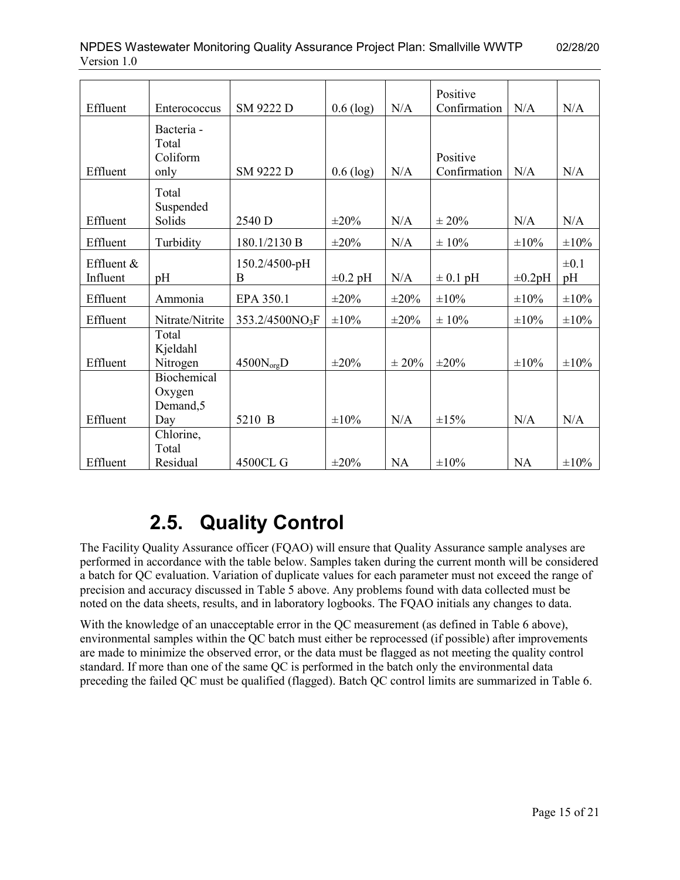| | | | | | | | |
|---|---|---|---|---|---|---|---|
| Effluent | Enterococcus | SM 9222 D | 0.6 (log) | N/A | Positive Confirmation | N/A | N/A |
| Effluent | Bacteria - Total Coliform only | SM 9222 D | 0.6 (log) | N/A | Positive Confirmation | N/A | N/A |
| Effluent | Total Suspended Solids | 2540 D | ±20% | N/A | ± 20% | N/A | N/A |
| Effluent | Turbidity | 180.1/2130 B | ±20% | N/A | ± 10% | ±10% | ±10% |
| Effluent & Influent | pH | 150.2/4500-pH B | ±0.2 pH | N/A | ± 0.1 pH | ±0.2pH | ±0.1 pH |
| Effluent | Ammonia | EPA 350.1 | ±20% | ±20% | ±10% | ±10% | ±10% |
| Effluent | Nitrate/Nitrite | 353.2/4500$NO_3$F | ±10% | ±20% | ± 10% | ±10% | ±10% |
| Effluent | Total Kjeldahl Nitrogen | 4500$N_{org}$D | ±20% | ± 20% | ±20% | ±10% | ±10% |
| Effluent | Biochemical Oxygen Demand,5 Day | 5210 B | ±10% | N/A | ±15% | N/A | N/A |
| Effluent | Chlorine, Total Residual | 4500CL G | ±20% | NA | ±10% | NA | ±10% |

## 2.5. Quality Control

The Facility Quality Assurance officer (FQAO) will ensure that Quality Assurance sample analyses are performed in accordance with the table below. Samples taken during the current month will be considered a batch for QC evaluation. Variation of duplicate values for each parameter must not exceed the range of precision and accuracy discussed in Table 5 above. Any problems found with data collected must be noted on the data sheets, results, and in laboratory logbooks. The FQAO initials any changes to data.

With the knowledge of an unacceptable error in the QC measurement (as defined in Table 6 above), environmental samples within the QC batch must either be reprocessed (if possible) after improvements are made to minimize the observed error, or the data must be flagged as not meeting the quality control standard. If more than one of the same QC is performed in the batch only the environmental data preceding the failed QC must be qualified (flagged). Batch QC control limits are summarized in Table 6.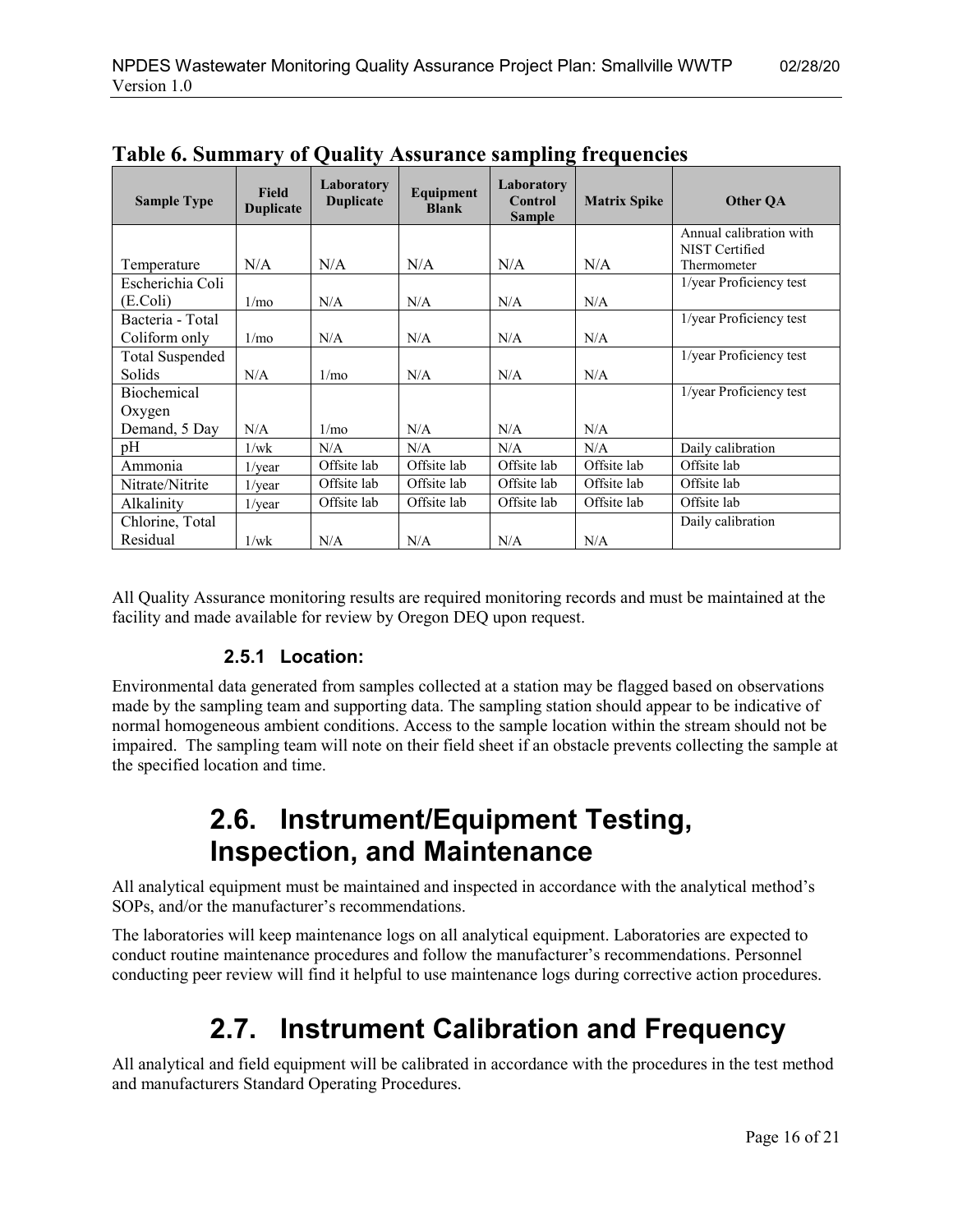## Table 6. Summary of Quality Assurance sampling frequencies

| Sample Type | Field Duplicate | Laboratory Duplicate | Equipment Blank | Laboratory Control Sample | Matrix Spike | Other QA |
|---|---|---|---|---|---|---|
| Temperature | N/A | N/A | N/A | N/A | N/A | Annual calibration with NIST Certified Thermometer |
| Escherichia Coli (E.Coli) | 1/mo | N/A | N/A | N/A | N/A | 1/year Proficiency test |
| Bacteria - Total Coliform only | 1/mo | N/A | N/A | N/A | N/A | 1/year Proficiency test |
| Total Suspended Solids | N/A | 1/mo | N/A | N/A | N/A | 1/year Proficiency test |
| Biochemical Oxygen Demand, 5 Day | N/A | 1/mo | N/A | N/A | N/A | 1/year Proficiency test |
| pH | 1/wk | N/A | N/A | N/A | N/A | Daily calibration |
| Ammonia | 1/year | Offsite lab | Offsite lab | Offsite lab | Offsite lab | Offsite lab |
| Nitrate/Nitrite | 1/year | Offsite lab | Offsite lab | Offsite lab | Offsite lab | Offsite lab |
| Alkalinity | 1/year | Offsite lab | Offsite lab | Offsite lab | Offsite lab | Offsite lab |
| Chlorine, Total Residual | 1/wk | N/A | N/A | N/A | N/A | Daily calibration |

All Quality Assurance monitoring results are required monitoring records and must be maintained at the facility and made available for review by Oregon DEQ upon request.

### 2.5.1 Location:

Environmental data generated from samples collected at a station may be flagged based on observations made by the sampling team and supporting data. The sampling station should appear to be indicative of normal homogeneous ambient conditions. Access to the sample location within the stream should not be impaired. The sampling team will note on their field sheet if an obstacle prevents collecting the sample at the specified location and time.

## 2.6. Instrument/Equipment Testing, Inspection, and Maintenance

All analytical equipment must be maintained and inspected in accordance with the analytical method's SOPs, and/or the manufacturer's recommendations.

The laboratories will keep maintenance logs on all analytical equipment. Laboratories are expected to conduct routine maintenance procedures and follow the manufacturer's recommendations. Personnel conducting peer review will find it helpful to use maintenance logs during corrective action procedures.

## 2.7. Instrument Calibration and Frequency

All analytical and field equipment will be calibrated in accordance with the procedures in the test method and manufacturers Standard Operating Procedures.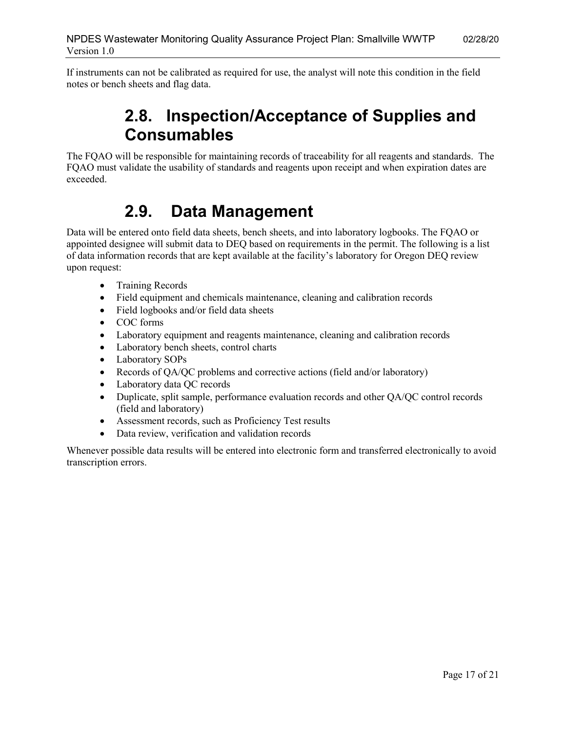If instruments can not be calibrated as required for use, the analyst will note this condition in the field notes or bench sheets and flag data.

## 2.8. Inspection/Acceptance of Supplies and Consumables

The FQAO will be responsible for maintaining records of traceability for all reagents and standards. The FQAO must validate the usability of standards and reagents upon receipt and when expiration dates are exceeded.

## 2.9. Data Management

Data will be entered onto field data sheets, bench sheets, and into laboratory logbooks. The FQAO or appointed designee will submit data to DEQ based on requirements in the permit. The following is a list of data information records that are kept available at the facility's laboratory for Oregon DEQ review upon request:

- Training Records
- Field equipment and chemicals maintenance, cleaning and calibration records
- Field logbooks and/or field data sheets
- COC forms
- Laboratory equipment and reagents maintenance, cleaning and calibration records
- Laboratory bench sheets, control charts
- Laboratory SOPs
- Records of QA/QC problems and corrective actions (field and/or laboratory)
- Laboratory data QC records
- Duplicate, split sample, performance evaluation records and other QA/QC control records (field and laboratory)
- Assessment records, such as Proficiency Test results
- Data review, verification and validation records

Whenever possible data results will be entered into electronic form and transferred electronically to avoid transcription errors.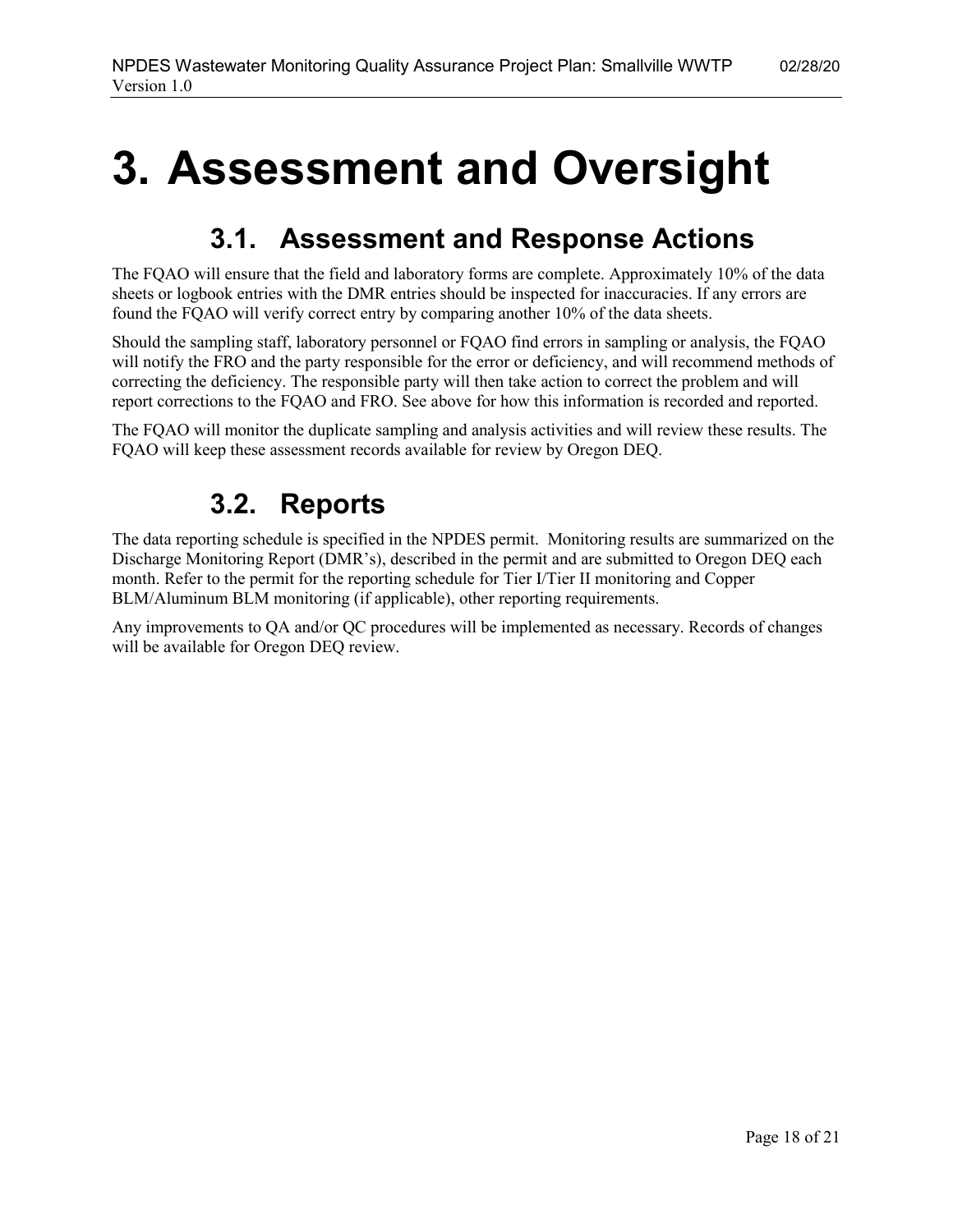# 3. Assessment and Oversight

## 3.1. Assessment and Response Actions

The FQAO will ensure that the field and laboratory forms are complete. Approximately 10% of the data sheets or logbook entries with the DMR entries should be inspected for inaccuracies. If any errors are found the FQAO will verify correct entry by comparing another 10% of the data sheets.

Should the sampling staff, laboratory personnel or FQAO find errors in sampling or analysis, the FQAO will notify the FRO and the party responsible for the error or deficiency, and will recommend methods of correcting the deficiency. The responsible party will then take action to correct the problem and will report corrections to the FQAO and FRO. See above for how this information is recorded and reported.

The FQAO will monitor the duplicate sampling and analysis activities and will review these results. The FQAO will keep these assessment records available for review by Oregon DEQ.

## 3.2. Reports

The data reporting schedule is specified in the NPDES permit. Monitoring results are summarized on the Discharge Monitoring Report (DMR's), described in the permit and are submitted to Oregon DEQ each month. Refer to the permit for the reporting schedule for Tier I/Tier II monitoring and Copper BLM/Aluminum BLM monitoring (if applicable), other reporting requirements.

Any improvements to QA and/or QC procedures will be implemented as necessary. Records of changes will be available for Oregon DEQ review.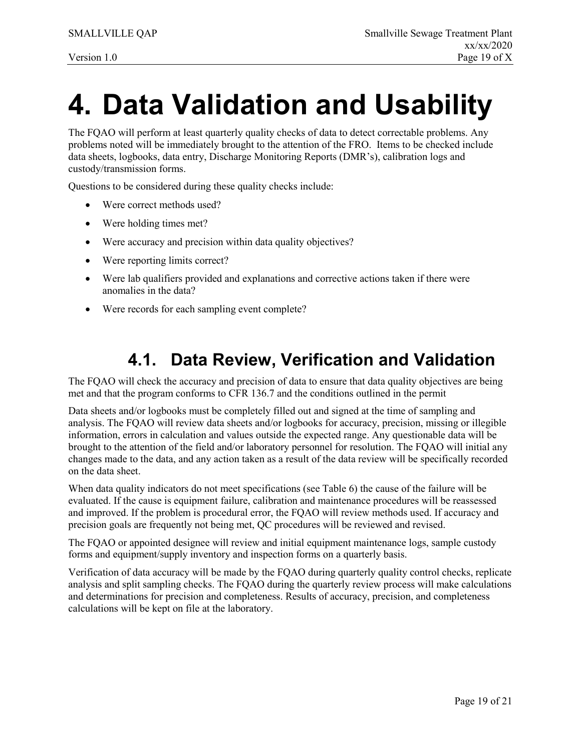# 4. Data Validation and Usability

The FQAO will perform at least quarterly quality checks of data to detect correctable problems. Any problems noted will be immediately brought to the attention of the FRO. Items to be checked include data sheets, logbooks, data entry, Discharge Monitoring Reports (DMR's), calibration logs and custody/transmission forms.

Questions to be considered during these quality checks include:

- Were correct methods used?
- Were holding times met?
- Were accuracy and precision within data quality objectives?
- Were reporting limits correct?
- Were lab qualifiers provided and explanations and corrective actions taken if there were anomalies in the data?
- Were records for each sampling event complete?

## 4.1. Data Review, Verification and Validation

The FQAO will check the accuracy and precision of data to ensure that data quality objectives are being met and that the program conforms to CFR 136.7 and the conditions outlined in the permit

Data sheets and/or logbooks must be completely filled out and signed at the time of sampling and analysis. The FQAO will review data sheets and/or logbooks for accuracy, precision, missing or illegible information, errors in calculation and values outside the expected range. Any questionable data will be brought to the attention of the field and/or laboratory personnel for resolution. The FQAO will initial any changes made to the data, and any action taken as a result of the data review will be specifically recorded on the data sheet.

When data quality indicators do not meet specifications (see Table 6) the cause of the failure will be evaluated. If the cause is equipment failure, calibration and maintenance procedures will be reassessed and improved. If the problem is procedural error, the FQAO will review methods used. If accuracy and precision goals are frequently not being met, QC procedures will be reviewed and revised.

The FQAO or appointed designee will review and initial equipment maintenance logs, sample custody forms and equipment/supply inventory and inspection forms on a quarterly basis.

Verification of data accuracy will be made by the FQAO during quarterly quality control checks, replicate analysis and split sampling checks. The FQAO during the quarterly review process will make calculations and determinations for precision and completeness. Results of accuracy, precision, and completeness calculations will be kept on file at the laboratory.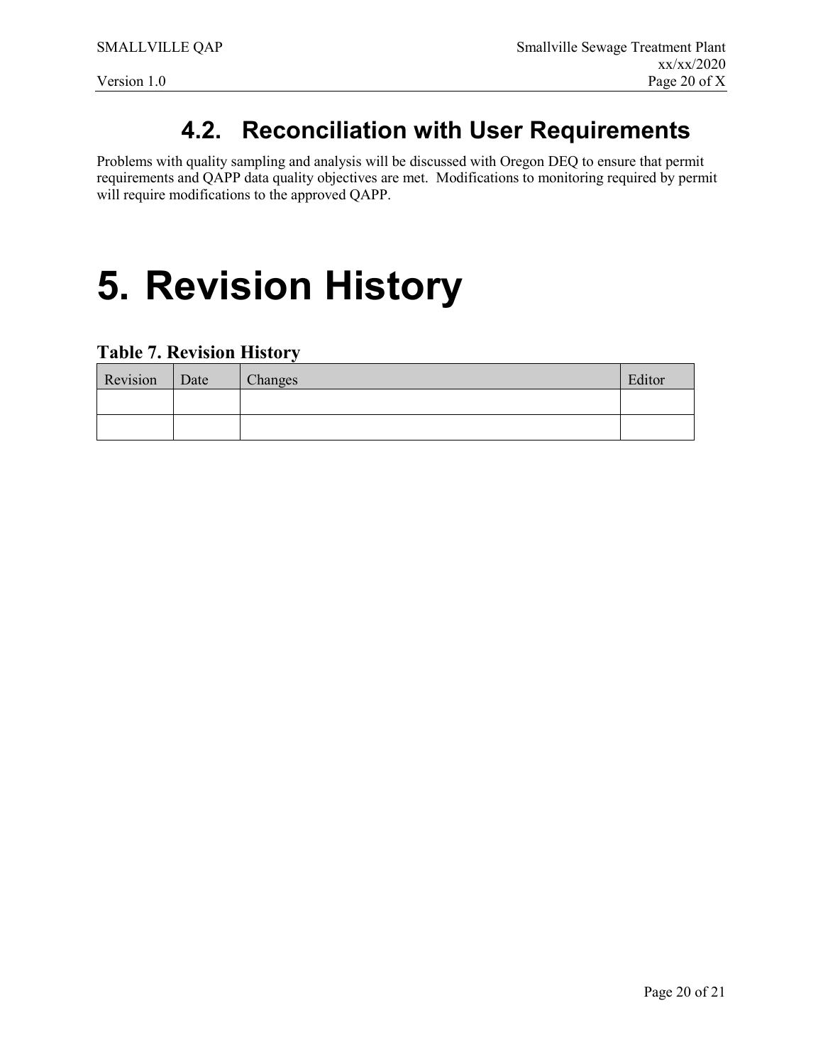## 4.2. Reconciliation with User Requirements

Problems with quality sampling and analysis will be discussed with Oregon DEQ to ensure that permit requirements and QAPP data quality objectives are met. Modifications to monitoring required by permit will require modifications to the approved QAPP.

# 5. Revision History

**Table 7. Revision History**

| Revision | Date | Changes | Editor |
|---|---|---|---|
| | | | |
| | | | |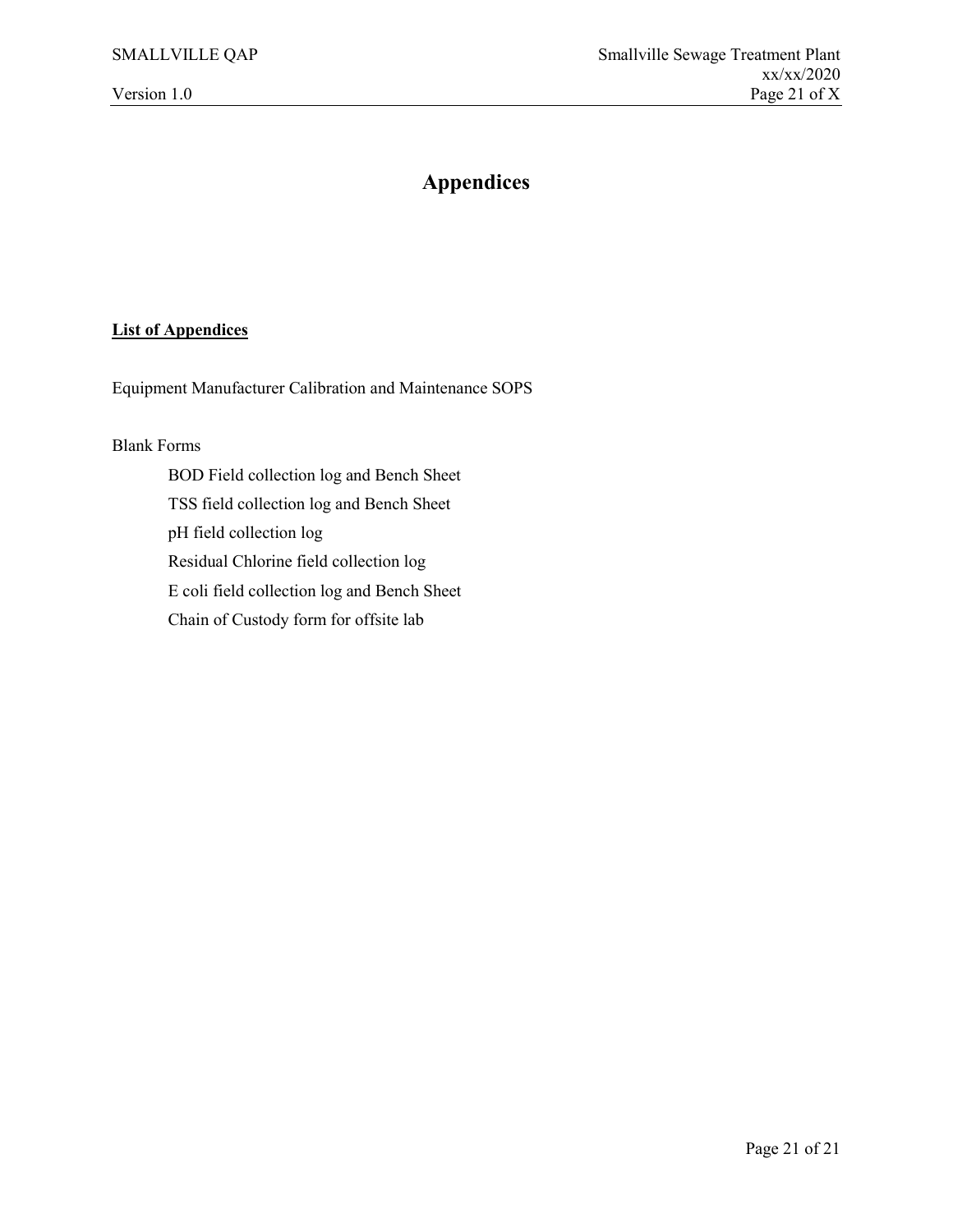# Appendices

**List of Appendices**

Equipment Manufacturer Calibration and Maintenance SOPS

Blank Forms

- BOD Field collection log and Bench Sheet
- TSS field collection log and Bench Sheet
- pH field collection log
- Residual Chlorine field collection log
- E coli field collection log and Bench Sheet
- Chain of Custody form for offsite lab